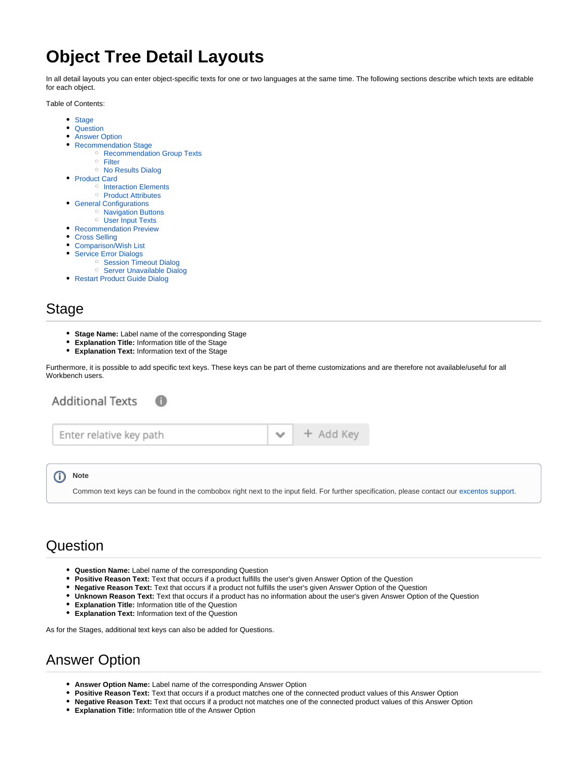# Object Tree Detail Layouts

In all detail layouts you can enter object-specific texts for one or two languages at the same time. The following sections describe which texts are editable for each object.

Table of Contents:

- Stage
- Question
- Answer Option
- Recommendation Stage
    - Recommendation Group Texts
    - Filter
    - No Results Dialog
- Product Card
    - Interaction Elements
    - Product Attributes
- General Configurations
    - Navigation Buttons
    - User Input Texts
- Recommendation Preview
- Cross Selling
- Comparison/Wish List
- Service Error Dialogs
    - Session Timeout Dialog
    - Server Unavailable Dialog
- Restart Product Guide Dialog

## Stage

- **Stage Name:** Label name of the corresponding Stage
- **Explanation Title:** Information title of the Stage
- **Explanation Text:** Information text of the Stage

Furthermore, it is possible to add specific text keys. These keys can be part of theme customizations and are therefore not available/useful for all Workbench users.

Additional Texts

Enter relative key path | + Add Key

> **Note**
>
> Common text keys can be found in the combobox right next to the input field. For further specification, please contact our excentos support.

## Question

- **Question Name:** Label name of the corresponding Question
- **Positive Reason Text:** Text that occurs if a product fulfills the user's given Answer Option of the Question
- **Negative Reason Text:** Text that occurs if a product not fulfills the user's given Answer Option of the Question
- **Unknown Reason Text:** Text that occurs if a product has no information about the user's given Answer Option of the Question
- **Explanation Title:** Information title of the Question
- **Explanation Text:** Information text of the Question

As for the Stages, additional text keys can also be added for Questions.

## Answer Option

- **Answer Option Name:** Label name of the corresponding Answer Option
- **Positive Reason Text:** Text that occurs if a product matches one of the connected product values of this Answer Option
- **Negative Reason Text:** Text that occurs if a product not matches one of the connected product values of this Answer Option
- **Explanation Title:** Information title of the Answer Option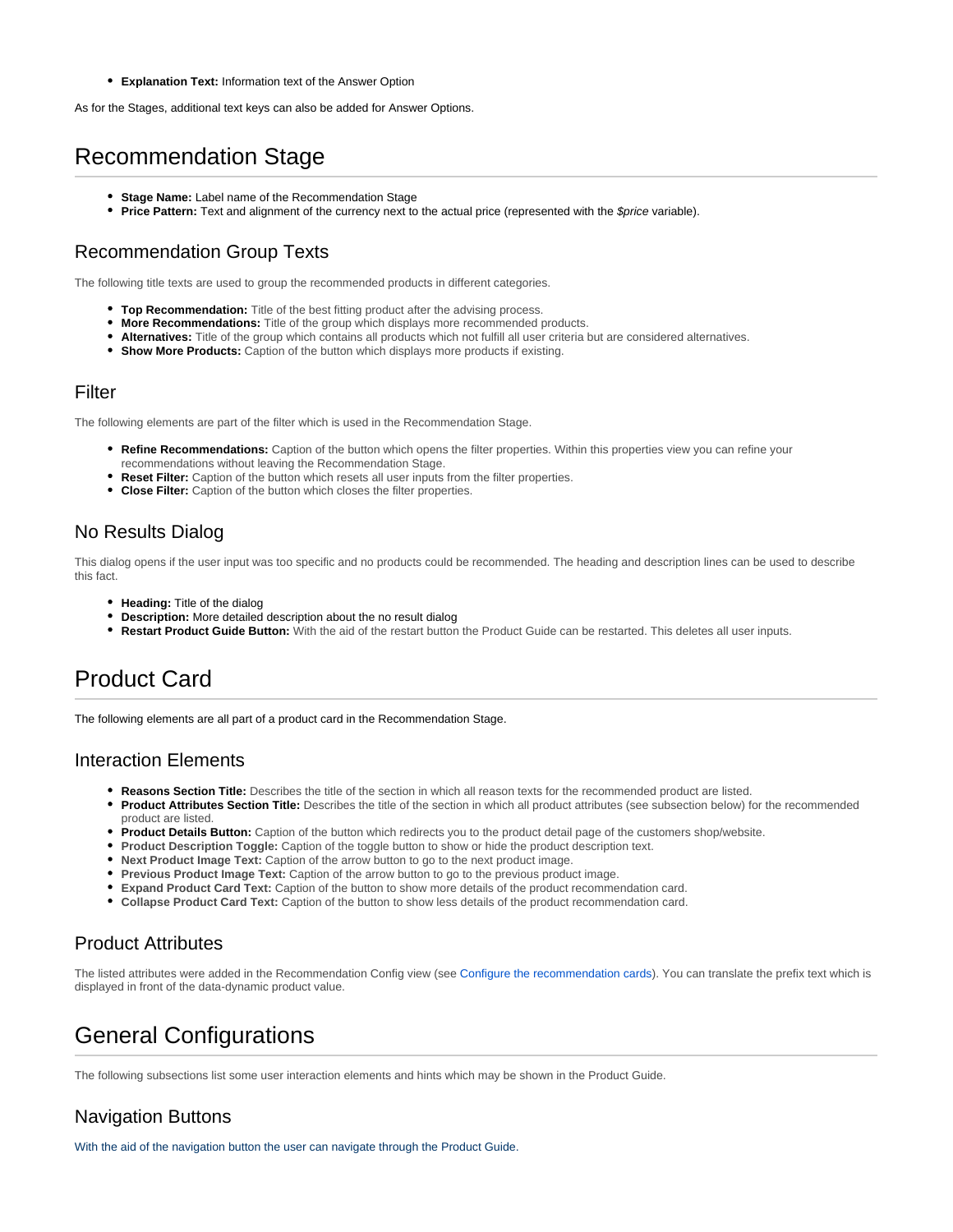- **Explanation Text:** Information text of the Answer Option

As for the Stages, additional text keys can also be added for Answer Options.

# Recommendation Stage

- **Stage Name:** Label name of the Recommendation Stage
- **Price Pattern:** Text and alignment of the currency next to the actual price (represented with the *$price* variable).

## Recommendation Group Texts

The following title texts are used to group the recommended products in different categories.

- **Top Recommendation:** Title of the best fitting product after the advising process.
- **More Recommendations:** Title of the group which displays more recommended products.
- **Alternatives:** Title of the group which contains all products which not fulfill all user criteria but are considered alternatives.
- **Show More Products:** Caption of the button which displays more products if existing.

## Filter

The following elements are part of the filter which is used in the Recommendation Stage.

- **Refine Recommendations:** Caption of the button which opens the filter properties. Within this properties view you can refine your recommendations without leaving the Recommendation Stage.
- **Reset Filter:** Caption of the button which resets all user inputs from the filter properties.
- **Close Filter:** Caption of the button which closes the filter properties.

## No Results Dialog

This dialog opens if the user input was too specific and no products could be recommended. The heading and description lines can be used to describe this fact.

- **Heading:** Title of the dialog
- **Description:** More detailed description about the no result dialog
- **Restart Product Guide Button:** With the aid of the restart button the Product Guide can be restarted. This deletes all user inputs.

# Product Card

The following elements are all part of a product card in the Recommendation Stage.

## Interaction Elements

- **Reasons Section Title:** Describes the title of the section in which all reason texts for the recommended product are listed.
- **Product Attributes Section Title:** Describes the title of the section in which all product attributes (see subsection below) for the recommended product are listed.
- **Product Details Button:** Caption of the button which redirects you to the product detail page of the customers shop/website.
- **Product Description Toggle:** Caption of the toggle button to show or hide the product description text.
- **Next Product Image Text:** Caption of the arrow button to go to the next product image.
- **Previous Product Image Text:** Caption of the arrow button to go to the previous product image.
- **Expand Product Card Text:** Caption of the button to show more details of the product recommendation card.
- **Collapse Product Card Text:** Caption of the button to show less details of the product recommendation card.

## Product Attributes

The listed attributes were added in the Recommendation Config view (see Configure the recommendation cards). You can translate the prefix text which is displayed in front of the data-dynamic product value.

# General Configurations

The following subsections list some user interaction elements and hints which may be shown in the Product Guide.

## Navigation Buttons

With the aid of the navigation button the user can navigate through the Product Guide.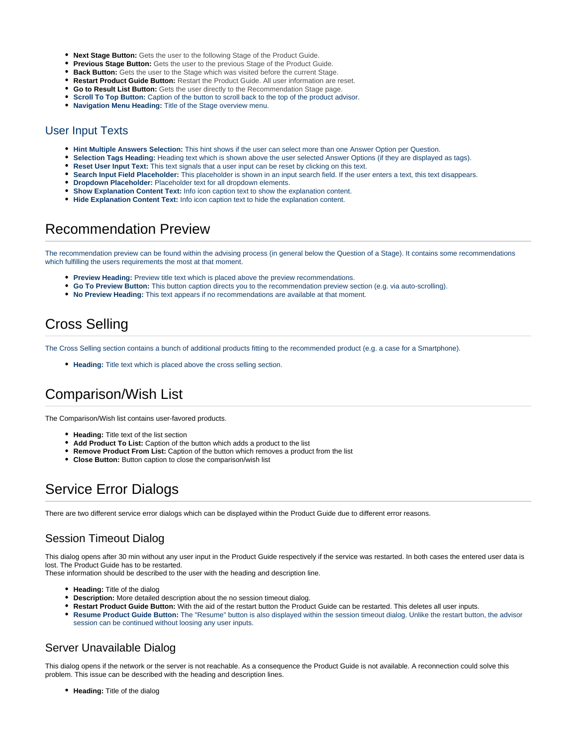- **Next Stage Button:** Gets the user to the following Stage of the Product Guide.
- **Previous Stage Button:** Gets the user to the previous Stage of the Product Guide.
- **Back Button:** Gets the user to the Stage which was visited before the current Stage.
- **Restart Product Guide Button:** Restart the Product Guide. All user information are reset.
- **Go to Result List Button:** Gets the user directly to the Recommendation Stage page.
- **Scroll To Top Button:** Caption of the button to scroll back to the top of the product advisor.
- **Navigation Menu Heading:** Title of the Stage overview menu.

### User Input Texts

- **Hint Multiple Answers Selection:** This hint shows if the user can select more than one Answer Option per Question.
- **Selection Tags Heading:** Heading text which is shown above the user selected Answer Options (if they are displayed as tags).
- **Reset User Input Text:** This text signals that a user input can be reset by clicking on this text.
- **Search Input Field Placeholder:** This placeholder is shown in an input search field. If the user enters a text, this text disappears.
- **Dropdown Placeholder:** Placeholder text for all dropdown elements.
- **Show Explanation Content Text:** Info icon caption text to show the explanation content.
- **Hide Explanation Content Text:** Info icon caption text to hide the explanation content.

## Recommendation Preview

The recommendation preview can be found within the advising process (in general below the Question of a Stage). It contains some recommendations which fulfilling the users requirements the most at that moment.

- **Preview Heading:** Preview title text which is placed above the preview recommendations.
- **Go To Preview Button:** This button caption directs you to the recommendation preview section (e.g. via auto-scrolling).
- **No Preview Heading:** This text appears if no recommendations are available at that moment.

## Cross Selling

The Cross Selling section contains a bunch of additional products fitting to the recommended product (e.g. a case for a Smartphone).

- **Heading:** Title text which is placed above the cross selling section.

## Comparison/Wish List

The Comparison/Wish list contains user-favored products.

- **Heading:** Title text of the list section
- **Add Product To List:** Caption of the button which adds a product to the list
- **Remove Product From List:** Caption of the button which removes a product from the list
- **Close Button:** Button caption to close the comparison/wish list

## Service Error Dialogs

There are two different service error dialogs which can be displayed within the Product Guide due to different error reasons.

### Session Timeout Dialog

This dialog opens after 30 min without any user input in the Product Guide respectively if the service was restarted. In both cases the entered user data is lost. The Product Guide has to be restarted.
These information should be described to the user with the heading and description line.

- **Heading:** Title of the dialog
- **Description:** More detailed description about the no session timeout dialog.
- **Restart Product Guide Button:** With the aid of the restart button the Product Guide can be restarted. This deletes all user inputs.
- **Resume Product Guide Button:** The "Resume" button is also displayed within the session timeout dialog. Unlike the restart button, the advisor session can be continued without loosing any user inputs.

### Server Unavailable Dialog

This dialog opens if the network or the server is not reachable. As a consequence the Product Guide is not available. A reconnection could solve this problem. This issue can be described with the heading and description lines.

- **Heading:** Title of the dialog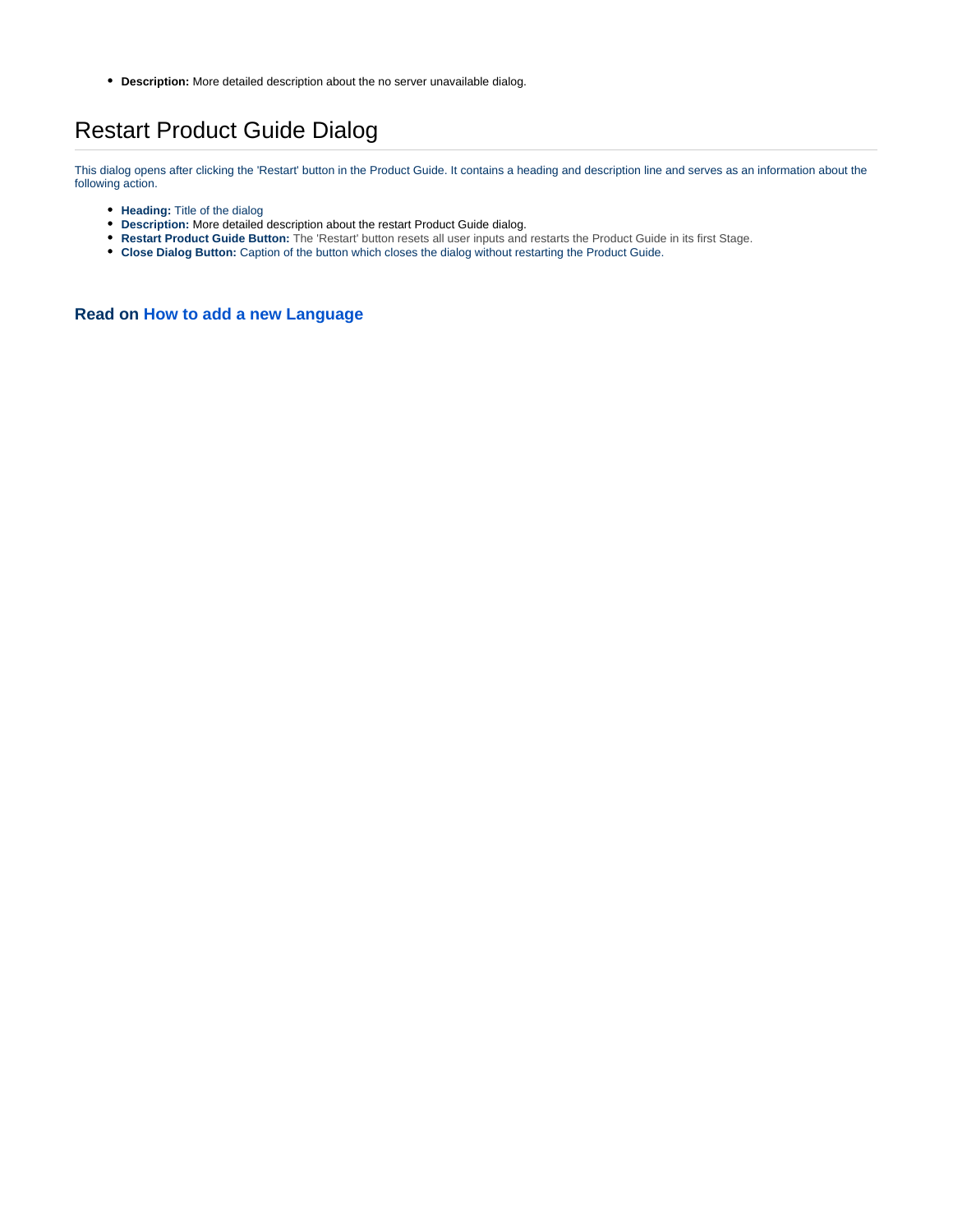- **Description:** More detailed description about the no server unavailable dialog.

# Restart Product Guide Dialog

This dialog opens after clicking the 'Restart' button in the Product Guide. It contains a heading and description line and serves as an information about the following action.

- **Heading:** Title of the dialog
- **Description:** More detailed description about the restart Product Guide dialog.
- **Restart Product Guide Button:** The 'Restart' button resets all user inputs and restarts the Product Guide in its first Stage.
- **Close Dialog Button:** Caption of the button which closes the dialog without restarting the Product Guide.

**Read on How to add a new Language**